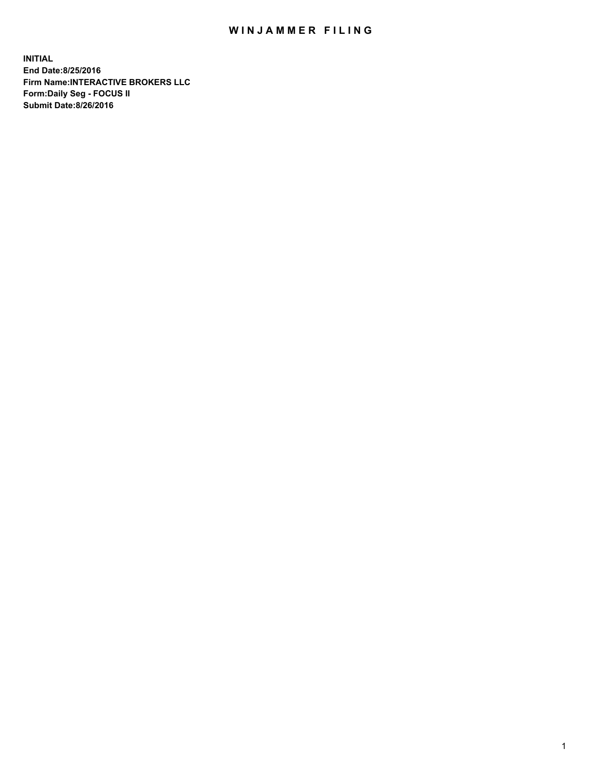# WINJAMMER FILING

**INITIAL**
**End Date:8/25/2016**
**Firm Name:INTERACTIVE BROKERS LLC**
**Form:Daily Seg - FOCUS II**
**Submit Date:8/26/2016**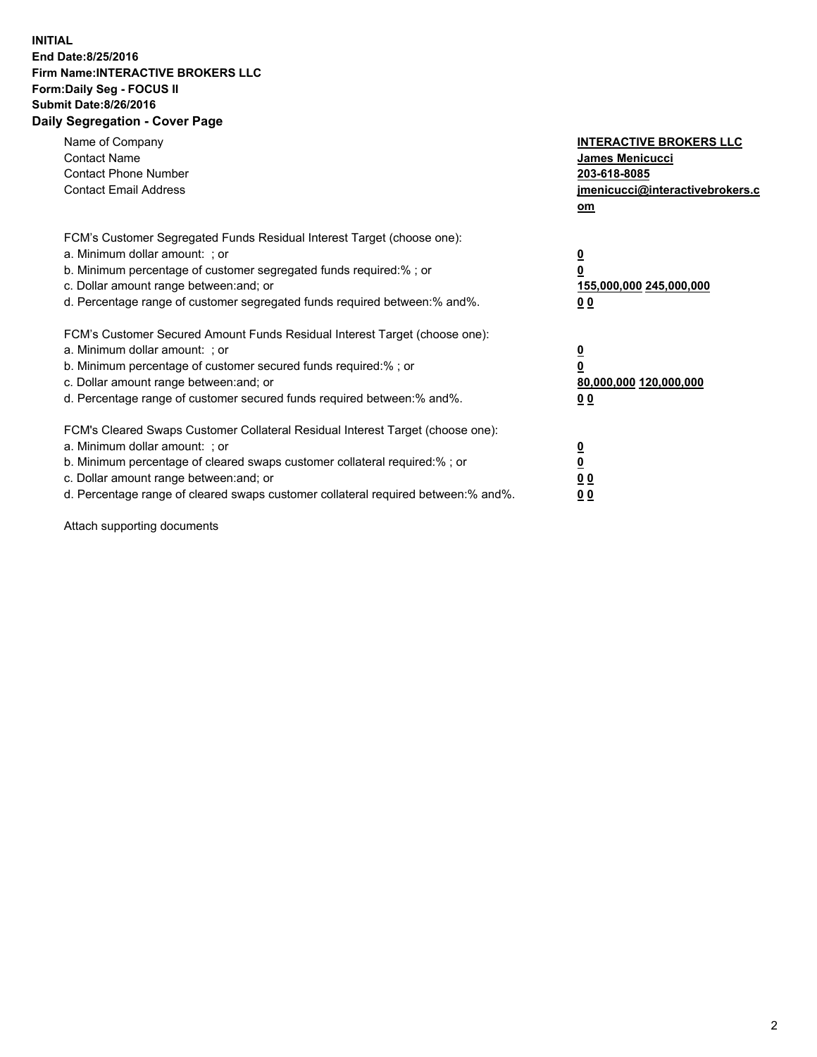**INITIAL**
**End Date:8/25/2016**
**Firm Name:INTERACTIVE BROKERS LLC**
**Form:Daily Seg - FOCUS II**
**Submit Date:8/26/2016**
**Daily Segregation - Cover Page**

| | |
|---|---|
| Name of Company | **INTERACTIVE BROKERS LLC** |
| Contact Name | **James Menicucci** |
| Contact Phone Number | **203-618-8085** |
| Contact Email Address | **jmenicucci@interactivebrokers.com** |

FCM's Customer Segregated Funds Residual Interest Target (choose one):

| | |
|---|---|
| a. Minimum dollar amount: ; or | **0** |
| b. Minimum percentage of customer segregated funds required:% ; or | **0** |
| c. Dollar amount range between:and; or | **155,000,000 245,000,000** |
| d. Percentage range of customer segregated funds required between:% and%. | **0 0** |

FCM's Customer Secured Amount Funds Residual Interest Target (choose one):

| | |
|---|---|
| a. Minimum dollar amount: ; or | **0** |
| b. Minimum percentage of customer secured funds required:% ; or | **0** |
| c. Dollar amount range between:and; or | **80,000,000 120,000,000** |
| d. Percentage range of customer secured funds required between:% and%. | **0 0** |

FCM's Cleared Swaps Customer Collateral Residual Interest Target (choose one):

| | |
|---|---|
| a. Minimum dollar amount: ; or | **0** |
| b. Minimum percentage of cleared swaps customer collateral required:% ; or | **0** |
| c. Dollar amount range between:and; or | **0 0** |
| d. Percentage range of cleared swaps customer collateral required between:% and%. | **0 0** |

Attach supporting documents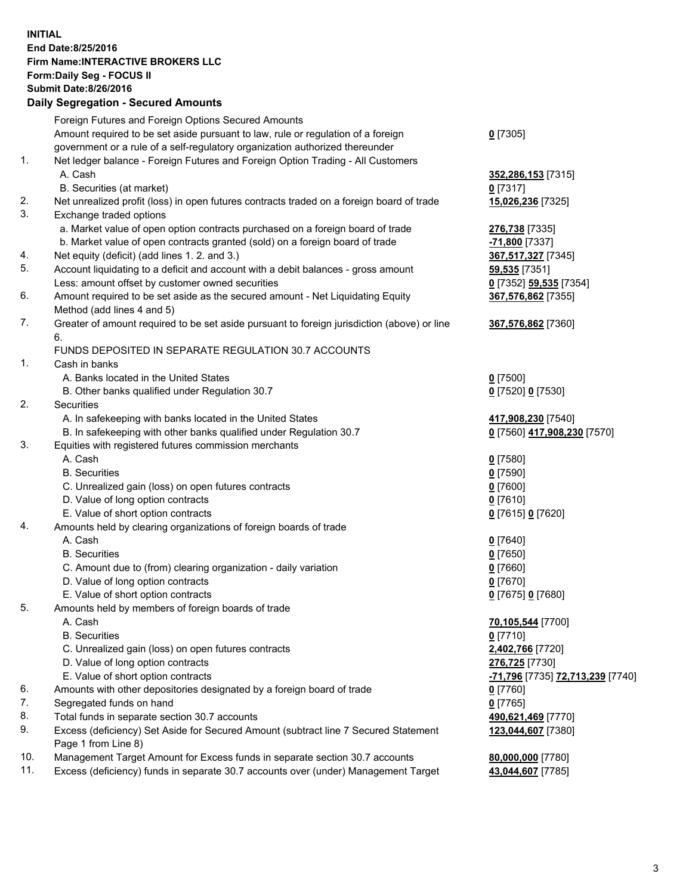**INITIAL**
**End Date:8/25/2016**
**Firm Name:INTERACTIVE BROKERS LLC**
**Form:Daily Seg - FOCUS II**
**Submit Date:8/26/2016**

## Daily Segregation - Secured Amounts

| | | |
|---|---|---|
| | Foreign Futures and Foreign Options Secured Amounts | |
| | Amount required to be set aside pursuant to law, rule or regulation of a foreign government or a rule of a self-regulatory organization authorized thereunder | **0** [7305] |
| 1. | Net ledger balance - Foreign Futures and Foreign Option Trading - All Customers | |
| | A. Cash | **352,286,153** [7315] |
| | B. Securities (at market) | **0** [7317] |
| 2. | Net unrealized profit (loss) in open futures contracts traded on a foreign board of trade | **15,026,236** [7325] |
| 3. | Exchange traded options | |
| | a. Market value of open option contracts purchased on a foreign board of trade | **276,738** [7335] |
| | b. Market value of open contracts granted (sold) on a foreign board of trade | **-71,800** [7337] |
| 4. | Net equity (deficit) (add lines 1. 2. and 3.) | **367,517,327** [7345] |
| 5. | Account liquidating to a deficit and account with a debit balances - gross amount | **59,535** [7351] |
| | Less: amount offset by customer owned securities | **0** [7352] **59,535** [7354] |
| 6. | Amount required to be set aside as the secured amount - Net Liquidating Equity Method (add lines 4 and 5) | **367,576,862** [7355] |
| 7. | Greater of amount required to be set aside pursuant to foreign jurisdiction (above) or line 6. | **367,576,862** [7360] |
| | FUNDS DEPOSITED IN SEPARATE REGULATION 30.7 ACCOUNTS | |
| 1. | Cash in banks | |
| | A. Banks located in the United States | **0** [7500] |
| | B. Other banks qualified under Regulation 30.7 | **0** [7520] **0** [7530] |
| 2. | Securities | |
| | A. In safekeeping with banks located in the United States | **417,908,230** [7540] |
| | B. In safekeeping with other banks qualified under Regulation 30.7 | **0** [7560] **417,908,230** [7570] |
| 3. | Equities with registered futures commission merchants | |
| | A. Cash | **0** [7580] |
| | B. Securities | **0** [7590] |
| | C. Unrealized gain (loss) on open futures contracts | **0** [7600] |
| | D. Value of long option contracts | **0** [7610] |
| | E. Value of short option contracts | **0** [7615] **0** [7620] |
| 4. | Amounts held by clearing organizations of foreign boards of trade | |
| | A. Cash | **0** [7640] |
| | B. Securities | **0** [7650] |
| | C. Amount due to (from) clearing organization - daily variation | **0** [7660] |
| | D. Value of long option contracts | **0** [7670] |
| | E. Value of short option contracts | **0** [7675] **0** [7680] |
| 5. | Amounts held by members of foreign boards of trade | |
| | A. Cash | **70,105,544** [7700] |
| | B. Securities | **0** [7710] |
| | C. Unrealized gain (loss) on open futures contracts | **2,402,766** [7720] |
| | D. Value of long option contracts | **276,725** [7730] |
| | E. Value of short option contracts | **-71,796** [7735] **72,713,239** [7740] |
| 6. | Amounts with other depositories designated by a foreign board of trade | **0** [7760] |
| 7. | Segregated funds on hand | **0** [7765] |
| 8. | Total funds in separate section 30.7 accounts | **490,621,469** [7770] |
| 9. | Excess (deficiency) Set Aside for Secured Amount (subtract line 7 Secured Statement Page 1 from Line 8) | **123,044,607** [7380] |
| 10. | Management Target Amount for Excess funds in separate section 30.7 accounts | **80,000,000** [7780] |
| 11. | Excess (deficiency) funds in separate 30.7 accounts over (under) Management Target | **43,044,607** [7785] |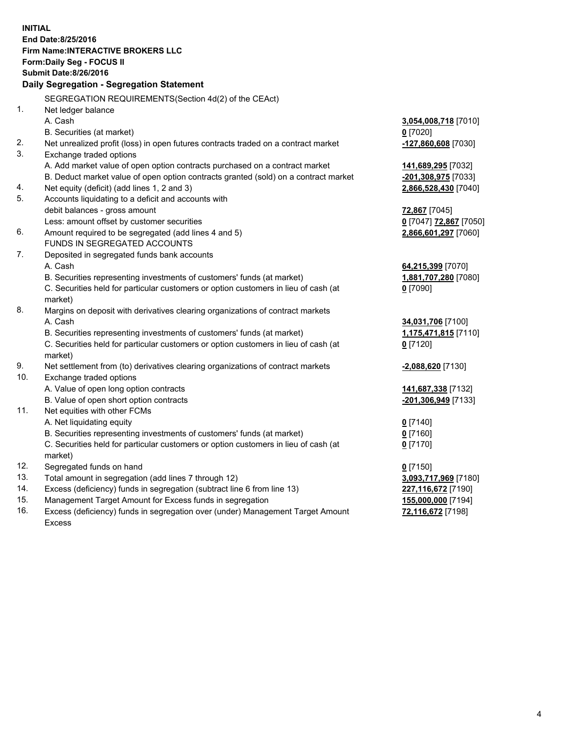**INITIAL**
**End Date:8/25/2016**
**Firm Name:INTERACTIVE BROKERS LLC**
**Form:Daily Seg - FOCUS II**
**Submit Date:8/26/2016**

### Daily Segregation - Segregation Statement

SEGREGATION REQUIREMENTS(Section 4d(2) of the CEAct)

| | | |
|---|---|---|
| 1. | Net ledger balance | |
| | A. Cash | **3,054,008,718** [7010] |
| | B. Securities (at market) | **0** [7020] |
| 2. | Net unrealized profit (loss) in open futures contracts traded on a contract market | **-127,860,608** [7030] |
| 3. | Exchange traded options | |
| | A. Add market value of open option contracts purchased on a contract market | **141,689,295** [7032] |
| | B. Deduct market value of open option contracts granted (sold) on a contract market | **-201,308,975** [7033] |
| 4. | Net equity (deficit) (add lines 1, 2 and 3) | **2,866,528,430** [7040] |
| 5. | Accounts liquidating to a deficit and accounts with debit balances - gross amount | **72,867** [7045] |
| | Less: amount offset by customer securities | **0** [7047] **72,867** [7050] |
| 6. | Amount required to be segregated (add lines 4 and 5) | **2,866,601,297** [7060] |
| | FUNDS IN SEGREGATED ACCOUNTS | |
| 7. | Deposited in segregated funds bank accounts | |
| | A. Cash | **64,215,399** [7070] |
| | B. Securities representing investments of customers' funds (at market) | **1,881,707,280** [7080] |
| | C. Securities held for particular customers or option customers in lieu of cash (at market) | **0** [7090] |
| 8. | Margins on deposit with derivatives clearing organizations of contract markets | |
| | A. Cash | **34,031,706** [7100] |
| | B. Securities representing investments of customers' funds (at market) | **1,175,471,815** [7110] |
| | C. Securities held for particular customers or option customers in lieu of cash (at market) | **0** [7120] |
| 9. | Net settlement from (to) derivatives clearing organizations of contract markets | **-2,088,620** [7130] |
| 10. | Exchange traded options | |
| | A. Value of open long option contracts | **141,687,338** [7132] |
| | B. Value of open short option contracts | **-201,306,949** [7133] |
| 11. | Net equities with other FCMs | |
| | A. Net liquidating equity | **0** [7140] |
| | B. Securities representing investments of customers' funds (at market) | **0** [7160] |
| | C. Securities held for particular customers or option customers in lieu of cash (at market) | **0** [7170] |
| 12. | Segregated funds on hand | **0** [7150] |
| 13. | Total amount in segregation (add lines 7 through 12) | **3,093,717,969** [7180] |
| 14. | Excess (deficiency) funds in segregation (subtract line 6 from line 13) | **227,116,672** [7190] |
| 15. | Management Target Amount for Excess funds in segregation | **155,000,000** [7194] |
| 16. | Excess (deficiency) funds in segregation over (under) Management Target Amount Excess | **72,116,672** [7198] |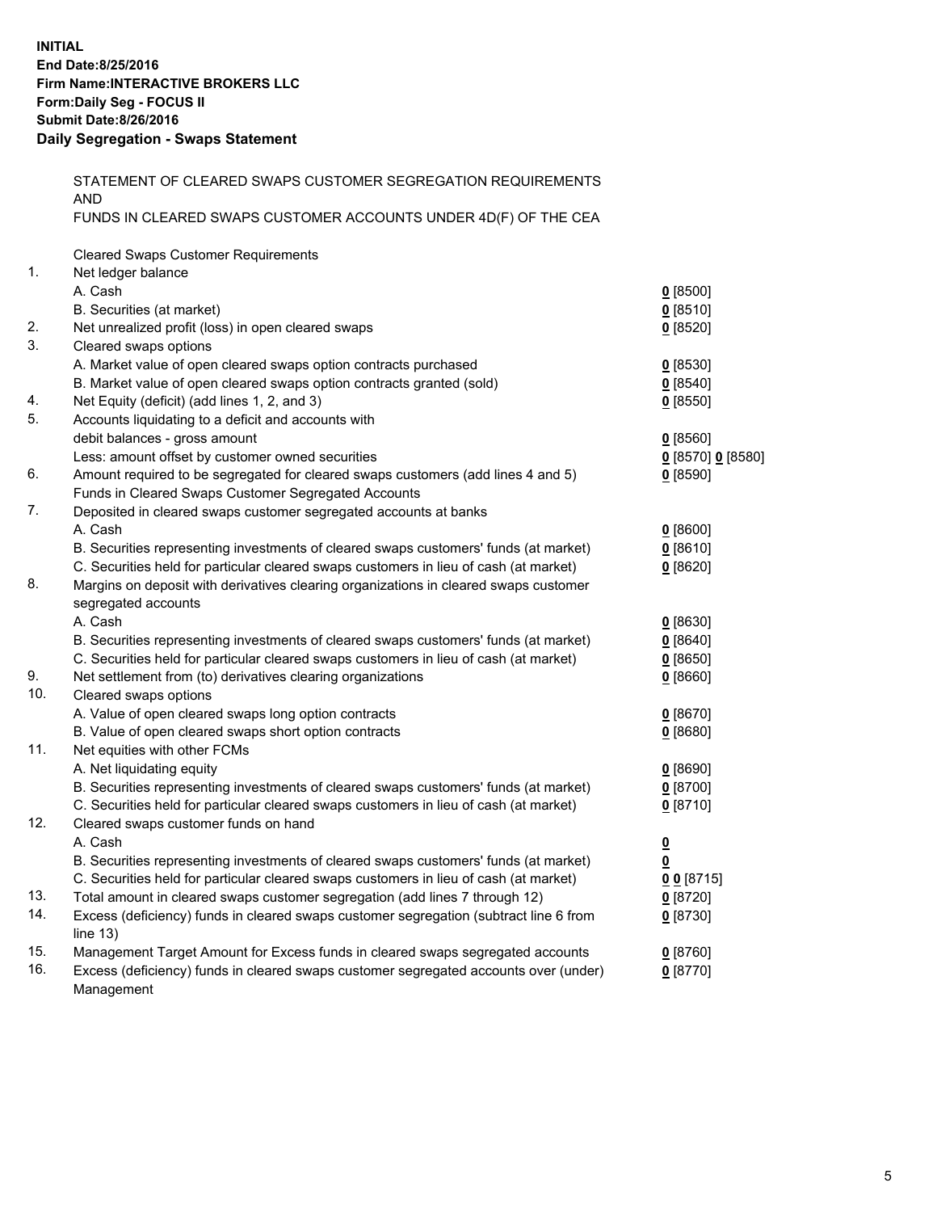**INITIAL**
**End Date:8/25/2016**
**Firm Name:INTERACTIVE BROKERS LLC**
**Form:Daily Seg - FOCUS II**
**Submit Date:8/26/2016**
**Daily Segregation - Swaps Statement**

STATEMENT OF CLEARED SWAPS CUSTOMER SEGREGATION REQUIREMENTS
AND
FUNDS IN CLEARED SWAPS CUSTOMER ACCOUNTS UNDER 4D(F) OF THE CEA

| | | |
|---|---|---|
| | Cleared Swaps Customer Requirements | |
| 1. | Net ledger balance | |
| | A. Cash | 0 [8500] |
| | B. Securities (at market) | 0 [8510] |
| 2. | Net unrealized profit (loss) in open cleared swaps | 0 [8520] |
| 3. | Cleared swaps options | |
| | A. Market value of open cleared swaps option contracts purchased | 0 [8530] |
| | B. Market value of open cleared swaps option contracts granted (sold) | 0 [8540] |
| 4. | Net Equity (deficit) (add lines 1, 2, and 3) | 0 [8550] |
| 5. | Accounts liquidating to a deficit and accounts with | |
| | debit balances - gross amount | 0 [8560] |
| | Less: amount offset by customer owned securities | 0 [8570] 0 [8580] |
| 6. | Amount required to be segregated for cleared swaps customers (add lines 4 and 5) | 0 [8590] |
| | Funds in Cleared Swaps Customer Segregated Accounts | |
| 7. | Deposited in cleared swaps customer segregated accounts at banks | |
| | A. Cash | 0 [8600] |
| | B. Securities representing investments of cleared swaps customers' funds (at market) | 0 [8610] |
| | C. Securities held for particular cleared swaps customers in lieu of cash (at market) | 0 [8620] |
| 8. | Margins on deposit with derivatives clearing organizations in cleared swaps customer segregated accounts | |
| | A. Cash | 0 [8630] |
| | B. Securities representing investments of cleared swaps customers' funds (at market) | 0 [8640] |
| | C. Securities held for particular cleared swaps customers in lieu of cash (at market) | 0 [8650] |
| 9. | Net settlement from (to) derivatives clearing organizations | 0 [8660] |
| 10. | Cleared swaps options | |
| | A. Value of open cleared swaps long option contracts | 0 [8670] |
| | B. Value of open cleared swaps short option contracts | 0 [8680] |
| 11. | Net equities with other FCMs | |
| | A. Net liquidating equity | 0 [8690] |
| | B. Securities representing investments of cleared swaps customers' funds (at market) | 0 [8700] |
| | C. Securities held for particular cleared swaps customers in lieu of cash (at market) | 0 [8710] |
| 12. | Cleared swaps customer funds on hand | |
| | A. Cash | 0 |
| | B. Securities representing investments of cleared swaps customers' funds (at market) | 0 |
| | C. Securities held for particular cleared swaps customers in lieu of cash (at market) | 0 0 [8715] |
| 13. | Total amount in cleared swaps customer segregation (add lines 7 through 12) | 0 [8720] |
| 14. | Excess (deficiency) funds in cleared swaps customer segregation (subtract line 6 from line 13) | 0 [8730] |
| 15. | Management Target Amount for Excess funds in cleared swaps segregated accounts | 0 [8760] |
| 16. | Excess (deficiency) funds in cleared swaps customer segregated accounts over (under) Management | 0 [8770] |